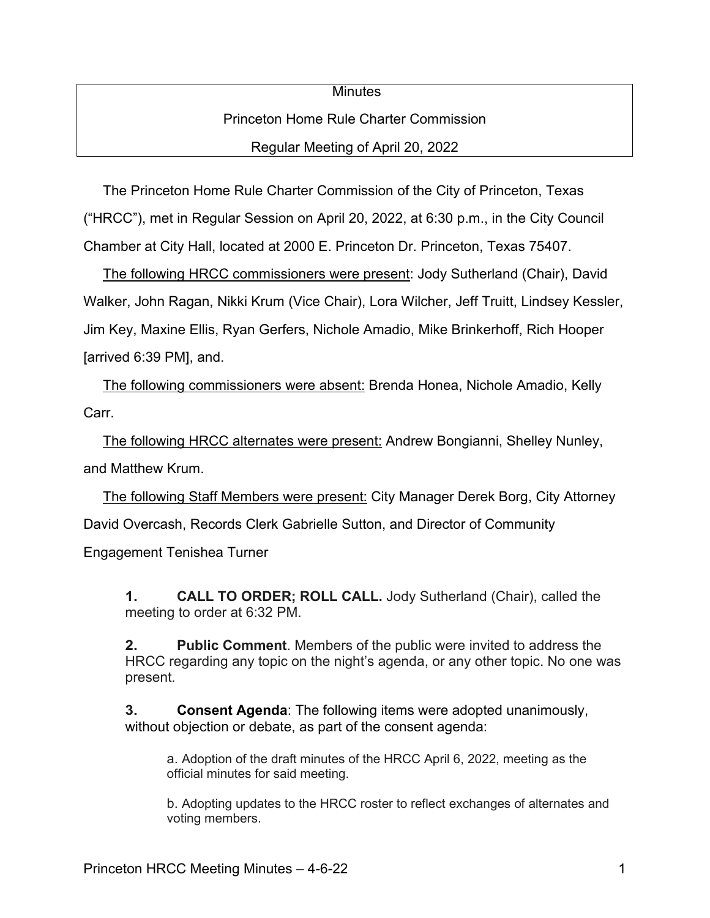Minutes

Princeton Home Rule Charter Commission

Regular Meeting of April 20, 2022

The Princeton Home Rule Charter Commission of the City of Princeton, Texas ("HRCC"), met in Regular Session on April 20, 2022, at 6:30 p.m., in the City Council Chamber at City Hall, located at 2000 E. Princeton Dr. Princeton, Texas 75407.

The following HRCC commissioners were present: Jody Sutherland (Chair), David Walker, John Ragan, Nikki Krum (Vice Chair), Lora Wilcher, Jeff Truitt, Lindsey Kessler, Jim Key, Maxine Ellis, Ryan Gerfers, Nichole Amadio, Mike Brinkerhoff, Rich Hooper [arrived 6:39 PM], and.

The following commissioners were absent: Brenda Honea, Nichole Amadio, Kelly Carr.

The following HRCC alternates were present: Andrew Bongianni, Shelley Nunley, and Matthew Krum.

The following Staff Members were present: City Manager Derek Borg, City Attorney David Overcash, Records Clerk Gabrielle Sutton, and Director of Community Engagement Tenishea Turner

**1. CALL TO ORDER; ROLL CALL.** Jody Sutherland (Chair), called the meeting to order at 6:32 PM.

**2. Public Comment**. Members of the public were invited to address the HRCC regarding any topic on the night's agenda, or any other topic. No one was present.

**3. Consent Agenda**: The following items were adopted unanimously, without objection or debate, as part of the consent agenda:

a. Adoption of the draft minutes of the HRCC April 6, 2022, meeting as the official minutes for said meeting.

b. Adopting updates to the HRCC roster to reflect exchanges of alternates and voting members.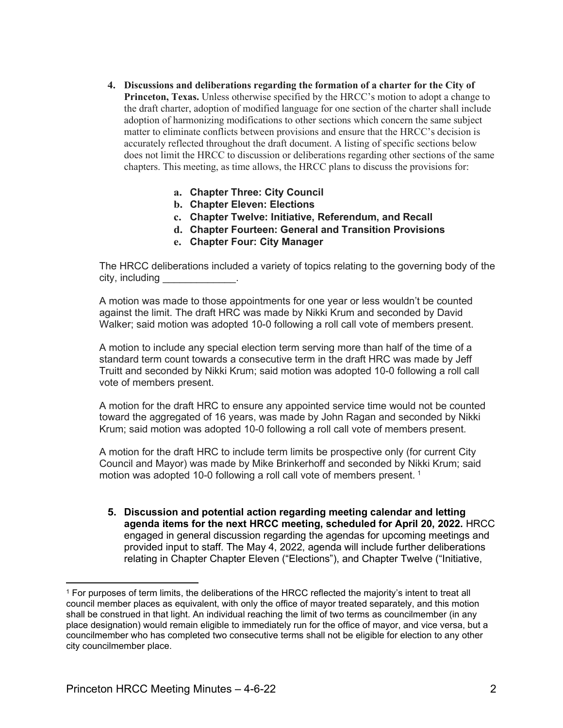4. **Discussions and deliberations regarding the formation of a charter for the City of Princeton, Texas.** Unless otherwise specified by the HRCC's motion to adopt a change to the draft charter, adoption of modified language for one section of the charter shall include adoption of harmonizing modifications to other sections which concern the same subject matter to eliminate conflicts between provisions and ensure that the HRCC's decision is accurately reflected throughout the draft document. A listing of specific sections below does not limit the HRCC to discussion or deliberations regarding other sections of the same chapters. This meeting, as time allows, the HRCC plans to discuss the provisions for:

   a. **Chapter Three: City Council**
   b. **Chapter Eleven: Elections**
   c. **Chapter Twelve: Initiative, Referendum, and Recall**
   d. **Chapter Fourteen: General and Transition Provisions**
   e. **Chapter Four: City Manager**

   The HRCC deliberations included a variety of topics relating to the governing body of the city, including _____________.

   A motion was made to those appointments for one year or less wouldn't be counted against the limit. The draft HRC was made by Nikki Krum and seconded by David Walker; said motion was adopted 10-0 following a roll call vote of members present.

   A motion to include any special election term serving more than half of the time of a standard term count towards a consecutive term in the draft HRC was made by Jeff Truitt and seconded by Nikki Krum; said motion was adopted 10-0 following a roll call vote of members present.

   A motion for the draft HRC to ensure any appointed service time would not be counted toward the aggregated of 16 years, was made by John Ragan and seconded by Nikki Krum; said motion was adopted 10-0 following a roll call vote of members present.

   A motion for the draft HRC to include term limits be prospective only (for current City Council and Mayor) was made by Mike Brinkerhoff and seconded by Nikki Krum; said motion was adopted 10-0 following a roll call vote of members present. [1]

5. **Discussion and potential action regarding meeting calendar and letting agenda items for the next HRCC meeting, scheduled for April 20, 2022.** HRCC engaged in general discussion regarding the agendas for upcoming meetings and provided input to staff. The May 4, 2022, agenda will include further deliberations relating in Chapter Chapter Eleven ("Elections"), and Chapter Twelve ("Initiative,

---

[1] For purposes of term limits, the deliberations of the HRCC reflected the majority's intent to treat all council member places as equivalent, with only the office of mayor treated separately, and this motion shall be construed in that light. An individual reaching the limit of two terms as councilmember (in any place designation) would remain eligible to immediately run for the office of mayor, and vice versa, but a councilmember who has completed two consecutive terms shall not be eligible for election to any other city councilmember place.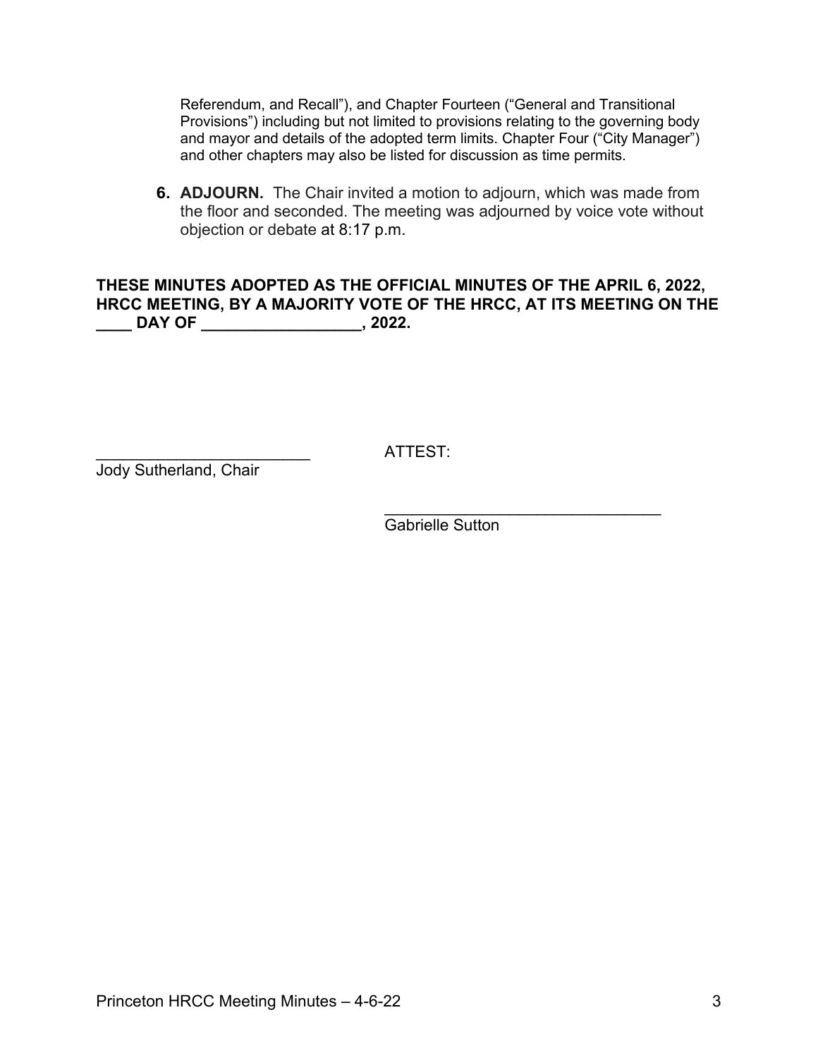Referendum, and Recall"), and Chapter Fourteen ("General and Transitional Provisions") including but not limited to provisions relating to the governing body and mayor and details of the adopted term limits. Chapter Four ("City Manager") and other chapters may also be listed for discussion as time permits.

6. **ADJOURN.** The Chair invited a motion to adjourn, which was made from the floor and seconded. The meeting was adjourned by voice vote without objection or debate at 8:17 p.m.

**THESE MINUTES ADOPTED AS THE OFFICIAL MINUTES OF THE APRIL 6, 2022, HRCC MEETING, BY A MAJORITY VOTE OF THE HRCC, AT ITS MEETING ON THE ____ DAY OF __________________, 2022.**

________________________
Jody Sutherland, Chair

ATTEST:

________________________________
Gabrielle Sutton